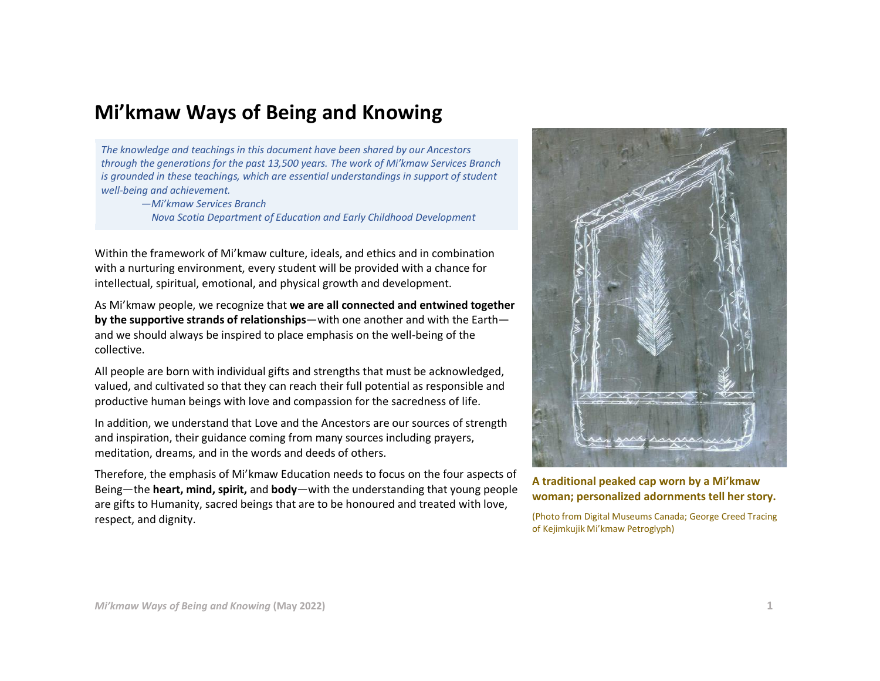# Mi'kmaw Ways of Being and Knowing

> *The knowledge and teachings in this document have been shared by our Ancestors through the generations for the past 13,500 years. The work of Mi'kmaw Services Branch is grounded in these teachings, which are essential understandings in support of student well-being and achievement.*
>
> *—Mi'kmaw Services Branch*
> *Nova Scotia Department of Education and Early Childhood Development*

Within the framework of Mi'kmaw culture, ideals, and ethics and in combination with a nurturing environment, every student will be provided with a chance for intellectual, spiritual, emotional, and physical growth and development.

As Mi'kmaw people, we recognize that **we are all connected and entwined together by the supportive strands of relationships**—with one another and with the Earth—and we should always be inspired to place emphasis on the well-being of the collective.

All people are born with individual gifts and strengths that must be acknowledged, valued, and cultivated so that they can reach their full potential as responsible and productive human beings with love and compassion for the sacredness of life.

In addition, we understand that Love and the Ancestors are our sources of strength and inspiration, their guidance coming from many sources including prayers, meditation, dreams, and in the words and deeds of others.

Therefore, the emphasis of Mi'kmaw Education needs to focus on the four aspects of Being—the **heart, mind, spirit,** and **body**—with the understanding that young people are gifts to Humanity, sacred beings that are to be honoured and treated with love, respect, and dignity.

**A traditional peaked cap worn by a Mi'kmaw woman; personalized adornments tell her story.**

(Photo from Digital Museums Canada; George Creed Tracing of Kejimkujik Mi'kmaw Petroglyph)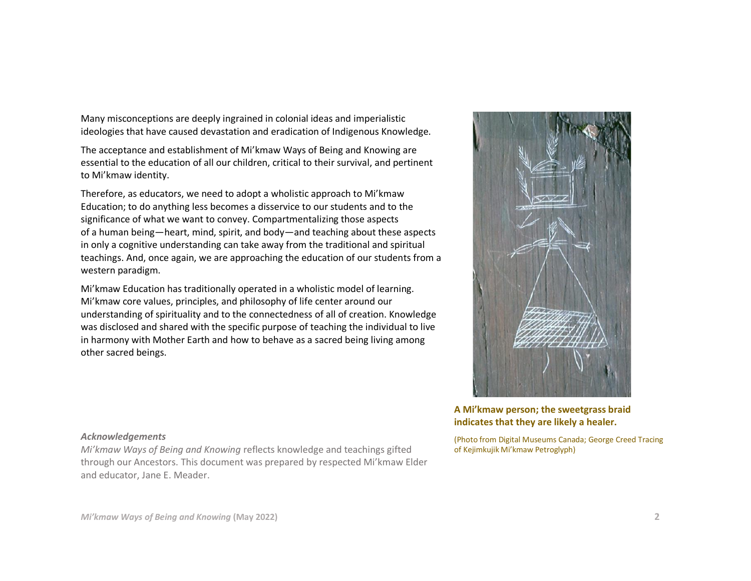Many misconceptions are deeply ingrained in colonial ideas and imperialistic ideologies that have caused devastation and eradication of Indigenous Knowledge.

The acceptance and establishment of Mi'kmaw Ways of Being and Knowing are essential to the education of all our children, critical to their survival, and pertinent to Mi'kmaw identity.

Therefore, as educators, we need to adopt a wholistic approach to Mi'kmaw Education; to do anything less becomes a disservice to our students and to the significance of what we want to convey. Compartmentalizing those aspects of a human being—heart, mind, spirit, and body—and teaching about these aspects in only a cognitive understanding can take away from the traditional and spiritual teachings. And, once again, we are approaching the education of our students from a western paradigm.

Mi'kmaw Education has traditionally operated in a wholistic model of learning. Mi'kmaw core values, principles, and philosophy of life center around our understanding of spirituality and to the connectedness of all of creation. Knowledge was disclosed and shared with the specific purpose of teaching the individual to live in harmony with Mother Earth and how to behave as a sacred being living among other sacred beings.

**A Mi'kmaw person; the sweetgrass braid indicates that they are likely a healer.**

(Photo from Digital Museums Canada; George Creed Tracing of Kejimkujik Mi'kmaw Petroglyph)

***Acknowledgements***

*Mi'kmaw Ways of Being and Knowing* reflects knowledge and teachings gifted through our Ancestors. This document was prepared by respected Mi'kmaw Elder and educator, Jane E. Meader.